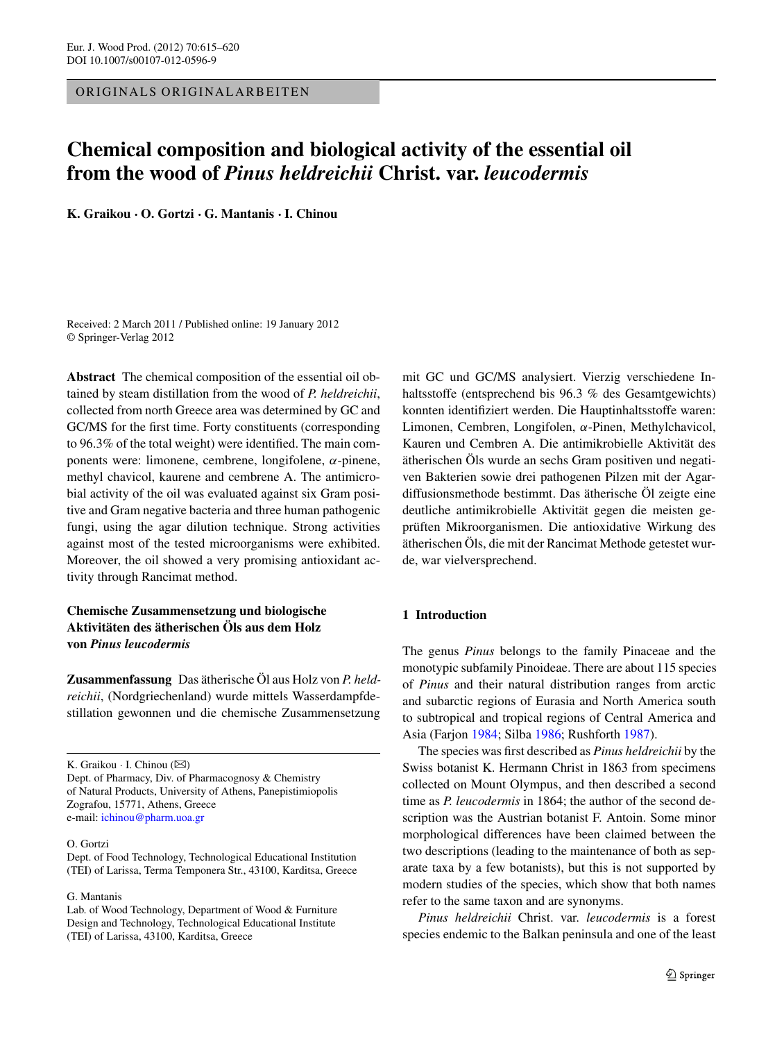ORIGINALS ORIGINALARBEITEN

# Chemical composition and biological activity of the essential oil from the wood of *Pinus heldreichii* Christ. var. *leucodermis*

**K. Graikou · O. Gortzi · G. Mantanis · I. Chinou**

Received: 2 March 2011 / Published online: 19 January 2012
© Springer-Verlag 2012

**Abstract** The chemical composition of the essential oil obtained by steam distillation from the wood of *P. heldreichii*, collected from north Greece area was determined by GC and GC/MS for the first time. Forty constituents (corresponding to 96.3% of the total weight) were identified. The main components were: limonene, cembrene, longifolene, $\alpha$-pinene, methyl chavicol, kaurene and cembrene A. The antimicrobial activity of the oil was evaluated against six Gram positive and Gram negative bacteria and three human pathogenic fungi, using the agar dilution technique. Strong activities against most of the tested microorganisms were exhibited. Moreover, the oil showed a very promising antioxidant activity through Rancimat method.

**Chemische Zusammensetzung und biologische Aktivitäten des ätherischen Öls aus dem Holz von *Pinus leucodermis***

**Zusammenfassung** Das ätherische Öl aus Holz von *P. heldreichii*, (Nordgriechenland) wurde mittels Wasserdampfdestillation gewonnen und die chemische Zusammensetzung mit GC und GC/MS analysiert. Vierzig verschiedene Inhaltsstoffe (entsprechend bis 96.3 % des Gesamtgewichts) konnten identifiziert werden. Die Hauptinhaltsstoffe waren: Limonen, Cembren, Longifolen, $\alpha$-Pinen, Methylchavicol, Kauren und Cembren A. Die antimikrobielle Aktivität des ätherischen Öls wurde an sechs Gram positiven und negativen Bakterien sowie drei pathogenen Pilzen mit der Agardiffusionsmethode bestimmt. Das ätherische Öl zeigte eine deutliche antimikrobielle Aktivität gegen die meisten geprüften Mikroorganismen. Die antioxidative Wirkung des ätherischen Öls, die mit der Rancimat Methode getestet wurde, war vielversprechend.

K. Graikou · I. Chinou (✉)
Dept. of Pharmacy, Div. of Pharmacognosy & Chemistry of Natural Products, University of Athens, Panepistimiopolis Zografou, 15771, Athens, Greece
e-mail: ichinou@pharm.uoa.gr

O. Gortzi
Dept. of Food Technology, Technological Educational Institution (TEI) of Larissa, Terma Temponera Str., 43100, Karditsa, Greece

G. Mantanis
Lab. of Wood Technology, Department of Wood & Furniture Design and Technology, Technological Educational Institute (TEI) of Larissa, 43100, Karditsa, Greece

## 1 Introduction

The genus *Pinus* belongs to the family Pinaceae and the monotypic subfamily Pinoideae. There are about 115 species of *Pinus* and their natural distribution ranges from arctic and subarctic regions of Eurasia and North America south to subtropical and tropical regions of Central America and Asia (Farjon 1984; Silba 1986; Rushforth 1987).

The species was first described as *Pinus heldreichii* by the Swiss botanist K. Hermann Christ in 1863 from specimens collected on Mount Olympus, and then described a second time as *P. leucodermis* in 1864; the author of the second description was the Austrian botanist F. Antoin. Some minor morphological differences have been claimed between the two descriptions (leading to the maintenance of both as separate taxa by a few botanists), but this is not supported by modern studies of the species, which show that both names refer to the same taxon and are synonyms.

*Pinus heldreichii* Christ. var. *leucodermis* is a forest species endemic to the Balkan peninsula and one of the least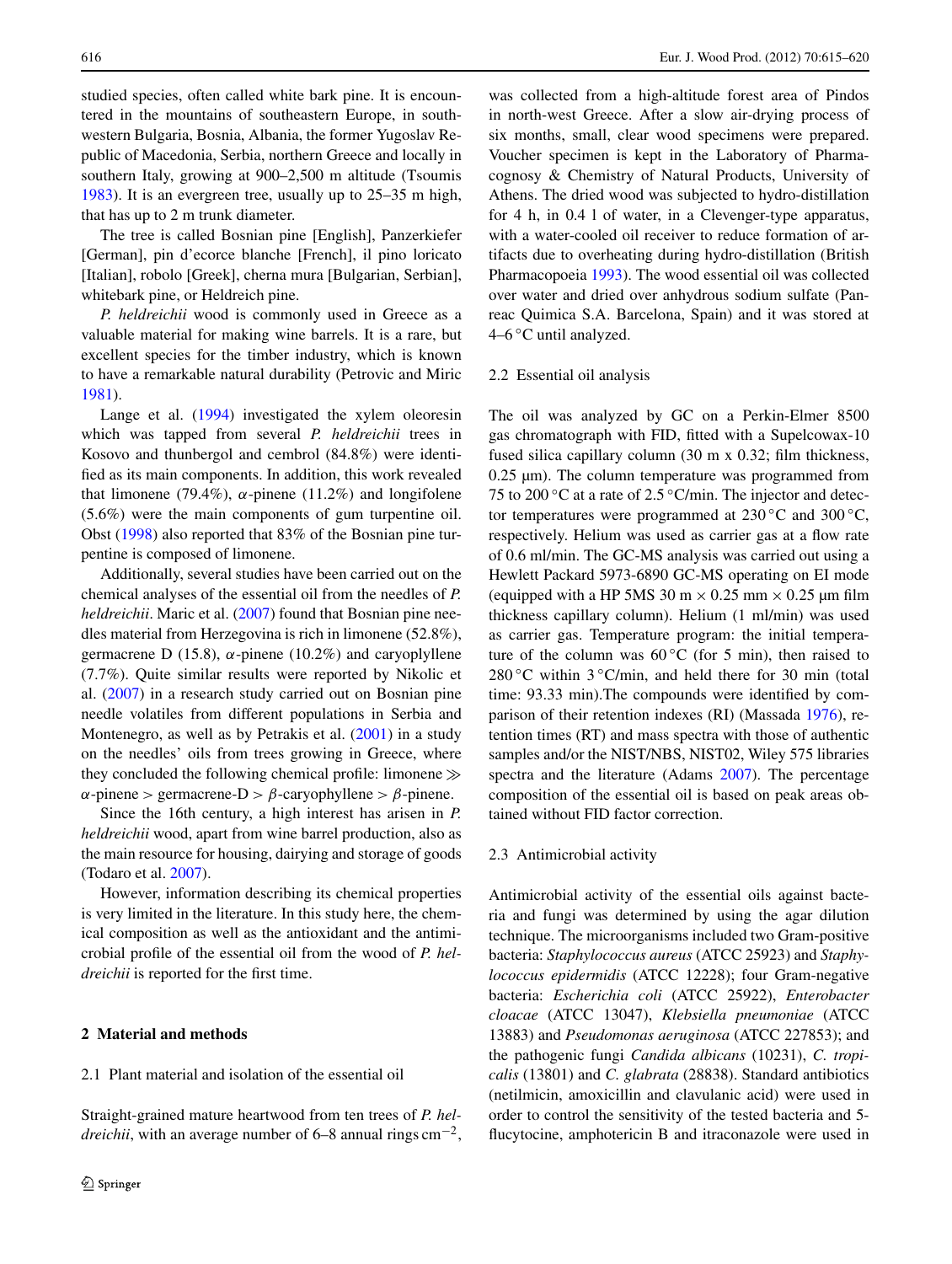studied species, often called white bark pine. It is encountered in the mountains of southeastern Europe, in southwestern Bulgaria, Bosnia, Albania, the former Yugoslav Republic of Macedonia, Serbia, northern Greece and locally in southern Italy, growing at 900–2,500 m altitude (Tsoumis 1983). It is an evergreen tree, usually up to 25–35 m high, that has up to 2 m trunk diameter.

The tree is called Bosnian pine [English], Panzerkiefer [German], pin d'ecorce blanche [French], il pino loricato [Italian], robolo [Greek], cherna mura [Bulgarian, Serbian], whitebark pine, or Heldreich pine.

*P. heldreichii* wood is commonly used in Greece as a valuable material for making wine barrels. It is a rare, but excellent species for the timber industry, which is known to have a remarkable natural durability (Petrovic and Miric 1981).

Lange et al. (1994) investigated the xylem oleoresin which was tapped from several *P. heldreichii* trees in Kosovo and thunbergol and cembrol (84.8%) were identified as its main components. In addition, this work revealed that limonene (79.4%), $\alpha$-pinene (11.2%) and longifolene (5.6%) were the main components of gum turpentine oil. Obst (1998) also reported that 83% of the Bosnian pine turpentine is composed of limonene.

Additionally, several studies have been carried out on the chemical analyses of the essential oil from the needles of *P. heldreichii*. Maric et al. (2007) found that Bosnian pine needles material from Herzegovina is rich in limonene (52.8%), germacrene D (15.8), $\alpha$-pinene (10.2%) and caryoplyllene (7.7%). Quite similar results were reported by Nikolic et al. (2007) in a research study carried out on Bosnian pine needle volatiles from different populations in Serbia and Montenegro, as well as by Petrakis et al. (2001) in a study on the needles' oils from trees growing in Greece, where they concluded the following chemical profile: limonene $\gg$ $\alpha$-pinene > germacrene-D > $\beta$-caryophyllene > $\beta$-pinene.

Since the 16th century, a high interest has arisen in *P. heldreichii* wood, apart from wine barrel production, also as the main resource for housing, dairying and storage of goods (Todaro et al. 2007).

However, information describing its chemical properties is very limited in the literature. In this study here, the chemical composition as well as the antioxidant and the antimicrobial profile of the essential oil from the wood of *P. heldreichii* is reported for the first time.

## 2 Material and methods

### 2.1 Plant material and isolation of the essential oil

Straight-grained mature heartwood from ten trees of *P. heldreichii*, with an average number of 6–8 annual rings cm$^{-2}$, was collected from a high-altitude forest area of Pindos in north-west Greece. After a slow air-drying process of six months, small, clear wood specimens were prepared. Voucher specimen is kept in the Laboratory of Pharmacognosy & Chemistry of Natural Products, University of Athens. The dried wood was subjected to hydro-distillation for 4 h, in 0.4 l of water, in a Clevenger-type apparatus, with a water-cooled oil receiver to reduce formation of artifacts due to overheating during hydro-distillation (British Pharmacopoeia 1993). The wood essential oil was collected over water and dried over anhydrous sodium sulfate (Panreac Quimica S.A. Barcelona, Spain) and it was stored at 4–6 °C until analyzed.

### 2.2 Essential oil analysis

The oil was analyzed by GC on a Perkin-Elmer 8500 gas chromatograph with FID, fitted with a Supelcowax-10 fused silica capillary column (30 m x 0.32; film thickness, 0.25 µm). The column temperature was programmed from 75 to 200 °C at a rate of 2.5 °C/min. The injector and detector temperatures were programmed at 230 °C and 300 °C, respectively. Helium was used as carrier gas at a flow rate of 0.6 ml/min. The GC-MS analysis was carried out using a Hewlett Packard 5973-6890 GC-MS operating on EI mode (equipped with a HP 5MS 30 m $\times$ 0.25 mm $\times$ 0.25 µm film thickness capillary column). Helium (1 ml/min) was used as carrier gas. Temperature program: the initial temperature of the column was 60 °C (for 5 min), then raised to 280 °C within 3 °C/min, and held there for 30 min (total time: 93.33 min).The compounds were identified by comparison of their retention indexes (RI) (Massada 1976), retention times (RT) and mass spectra with those of authentic samples and/or the NIST/NBS, NIST02, Wiley 575 libraries spectra and the literature (Adams 2007). The percentage composition of the essential oil is based on peak areas obtained without FID factor correction.

### 2.3 Antimicrobial activity

Antimicrobial activity of the essential oils against bacteria and fungi was determined by using the agar dilution technique. The microorganisms included two Gram-positive bacteria: *Staphylococcus aureus* (ATCC 25923) and *Staphylococcus epidermidis* (ATCC 12228); four Gram-negative bacteria: *Escherichia coli* (ATCC 25922), *Enterobacter cloacae* (ATCC 13047), *Klebsiella pneumoniae* (ATCC 13883) and *Pseudomonas aeruginosa* (ATCC 227853); and the pathogenic fungi *Candida albicans* (10231), *C. tropicalis* (13801) and *C. glabrata* (28838). Standard antibiotics (netilmicin, amoxicillin and clavulanic acid) were used in order to control the sensitivity of the tested bacteria and 5-flucytocine, amphotericin B and itraconazole were used in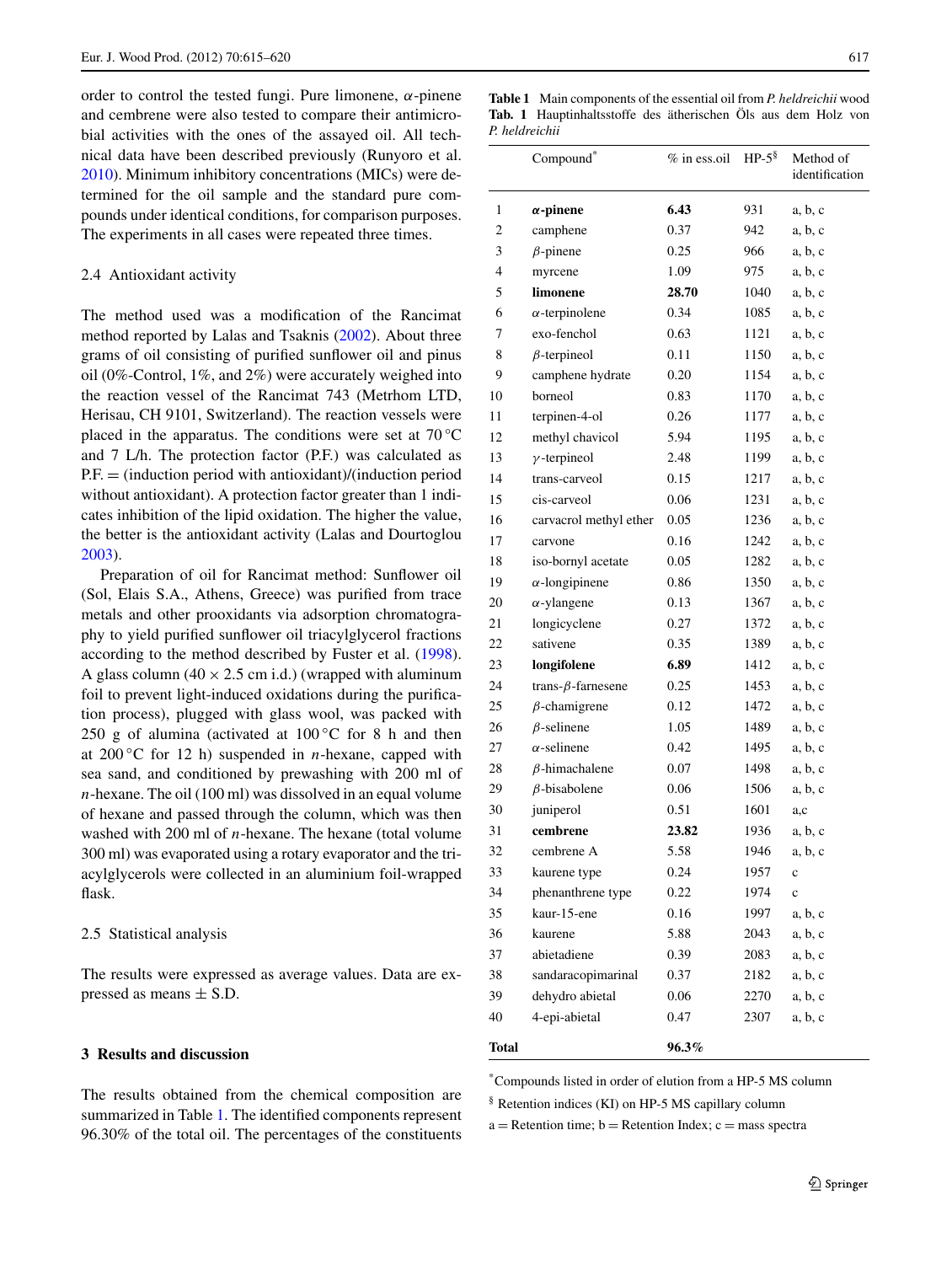order to control the tested fungi. Pure limonene, $\alpha$-pinene and cembrene were also tested to compare their antimicrobial activities with the ones of the assayed oil. All technical data have been described previously (Runyoro et al. 2010). Minimum inhibitory concentrations (MICs) were determined for the oil sample and the standard pure compounds under identical conditions, for comparison purposes. The experiments in all cases were repeated three times.

### 2.4 Antioxidant activity

The method used was a modification of the Rancimat method reported by Lalas and Tsaknis (2002). About three grams of oil consisting of purified sunflower oil and pinus oil (0%-Control, 1%, and 2%) were accurately weighed into the reaction vessel of the Rancimat 743 (Metrhom LTD, Herisau, CH 9101, Switzerland). The reaction vessels were placed in the apparatus. The conditions were set at 70 °C and 7 L/h. The protection factor (P.F.) was calculated as P.F. = (induction period with antioxidant)/(induction period without antioxidant). A protection factor greater than 1 indicates inhibition of the lipid oxidation. The higher the value, the better is the antioxidant activity (Lalas and Dourtoglou 2003).

Preparation of oil for Rancimat method: Sunflower oil (Sol, Elais S.A., Athens, Greece) was purified from trace metals and other prooxidants via adsorption chromatography to yield purified sunflower oil triacylglycerol fractions according to the method described by Fuster et al. (1998). A glass column (40 × 2.5 cm i.d.) (wrapped with aluminum foil to prevent light-induced oxidations during the purification process), plugged with glass wool, was packed with 250 g of alumina (activated at 100 °C for 8 h and then at 200 °C for 12 h) suspended in *n*-hexane, capped with sea sand, and conditioned by prewashing with 200 ml of *n*-hexane. The oil (100 ml) was dissolved in an equal volume of hexane and passed through the column, which was then washed with 200 ml of *n*-hexane. The hexane (total volume 300 ml) was evaporated using a rotary evaporator and the triacylglycerols were collected in an aluminium foil-wrapped flask.

### 2.5 Statistical analysis

The results were expressed as average values. Data are expressed as means ± S.D.

## 3 Results and discussion

The results obtained from the chemical composition are summarized in Table 1. The identified components represent 96.30% of the total oil. The percentages of the constituents

**Table 1** Main components of the essential oil from *P. heldreichii* wood
**Tab. 1** Hauptinhaltsstoffe des ätherischen Öls aus dem Holz von *P. heldreichii*

| | Compound* | % in ess.oil | HP-5§ | Method of identification |
|---|---|---|---|---|
| 1 | **$\alpha$-pinene** | **6.43** | 931 | a, b, c |
| 2 | camphene | 0.37 | 942 | a, b, c |
| 3 | $\beta$-pinene | 0.25 | 966 | a, b, c |
| 4 | myrcene | 1.09 | 975 | a, b, c |
| 5 | **limonene** | **28.70** | 1040 | a, b, c |
| 6 | $\alpha$-terpinolene | 0.34 | 1085 | a, b, c |
| 7 | exo-fenchol | 0.63 | 1121 | a, b, c |
| 8 | $\beta$-terpineol | 0.11 | 1150 | a, b, c |
| 9 | camphene hydrate | 0.20 | 1154 | a, b, c |
| 10 | borneol | 0.83 | 1170 | a, b, c |
| 11 | terpinen-4-ol | 0.26 | 1177 | a, b, c |
| 12 | methyl chavicol | 5.94 | 1195 | a, b, c |
| 13 | $\gamma$-terpineol | 2.48 | 1199 | a, b, c |
| 14 | trans-carveol | 0.15 | 1217 | a, b, c |
| 15 | cis-carveol | 0.06 | 1231 | a, b, c |
| 16 | carvacrol methyl ether | 0.05 | 1236 | a, b, c |
| 17 | carvone | 0.16 | 1242 | a, b, c |
| 18 | iso-bornyl acetate | 0.05 | 1282 | a, b, c |
| 19 | $\alpha$-longipinene | 0.86 | 1350 | a, b, c |
| 20 | $\alpha$-ylangene | 0.13 | 1367 | a, b, c |
| 21 | longicyclene | 0.27 | 1372 | a, b, c |
| 22 | sativene | 0.35 | 1389 | a, b, c |
| 23 | **longifolene** | **6.89** | 1412 | a, b, c |
| 24 | trans-$\beta$-farnesene | 0.25 | 1453 | a, b, c |
| 25 | $\beta$-chamigrene | 0.12 | 1472 | a, b, c |
| 26 | $\beta$-selinene | 1.05 | 1489 | a, b, c |
| 27 | $\alpha$-selinene | 0.42 | 1495 | a, b, c |
| 28 | $\beta$-himachalene | 0.07 | 1498 | a, b, c |
| 29 | $\beta$-bisabolene | 0.06 | 1506 | a, b, c |
| 30 | juniperol | 0.51 | 1601 | a,c |
| 31 | **cembrene** | **23.82** | 1936 | a, b, c |
| 32 | cembrene A | 5.58 | 1946 | a, b, c |
| 33 | kaurene type | 0.24 | 1957 | c |
| 34 | phenanthrene type | 0.22 | 1974 | c |
| 35 | kaur-15-ene | 0.16 | 1997 | a, b, c |
| 36 | kaurene | 5.88 | 2043 | a, b, c |
| 37 | abietadiene | 0.39 | 2083 | a, b, c |
| 38 | sandaracopimarinal | 0.37 | 2182 | a, b, c |
| 39 | dehydro abietal | 0.06 | 2270 | a, b, c |
| 40 | 4-epi-abietal | 0.47 | 2307 | a, b, c |
| **Total** | | **96.3%** | | |

*Compounds listed in order of elution from a HP-5 MS column

§ Retention indices (KI) on HP-5 MS capillary column

a = Retention time; b = Retention Index; c = mass spectra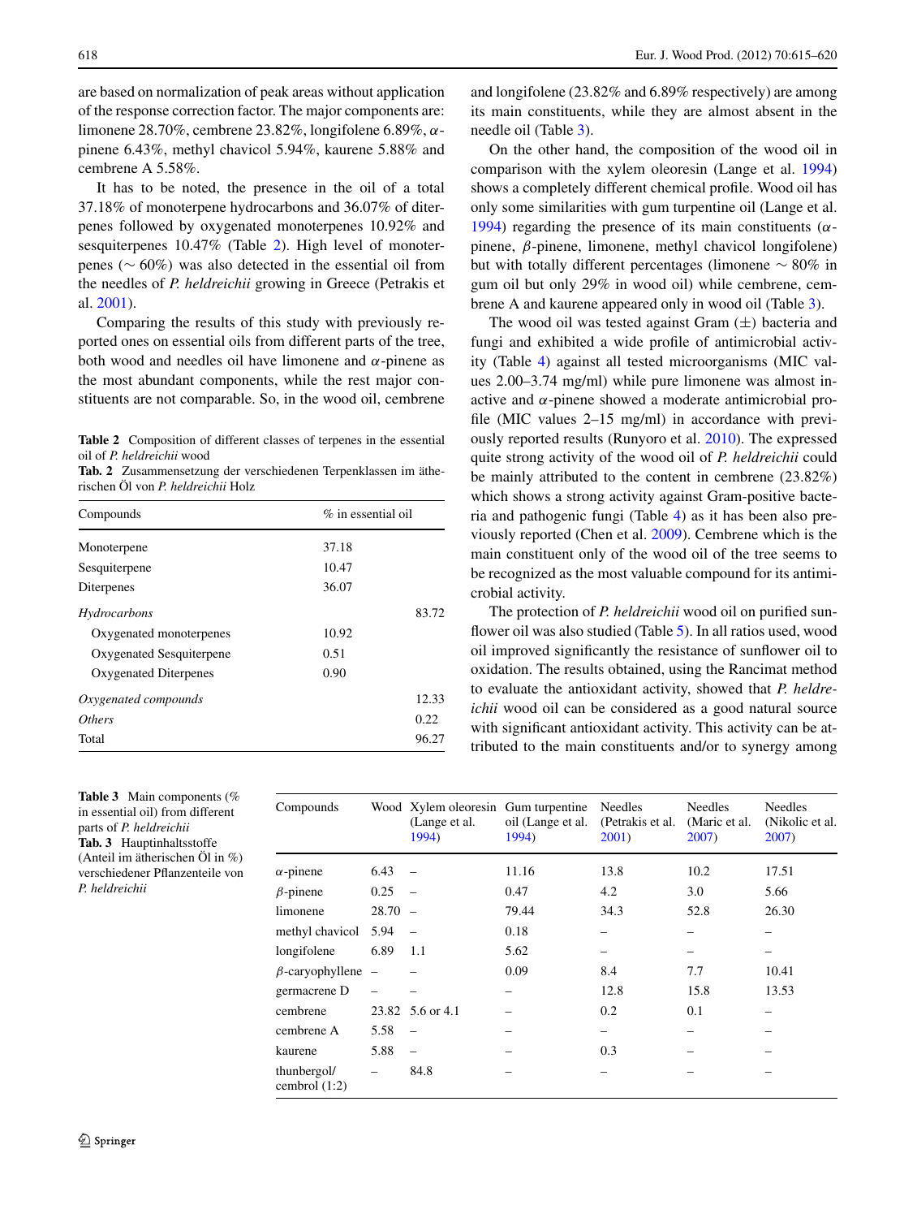are based on normalization of peak areas without application of the response correction factor. The major components are: limonene 28.70%, cembrene 23.82%, longifolene 6.89%, α-pinene 6.43%, methyl chavicol 5.94%, kaurene 5.88% and cembrene A 5.58%.

It has to be noted, the presence in the oil of a total 37.18% of monoterpene hydrocarbons and 36.07% of diterpenes followed by oxygenated monoterpenes 10.92% and sesquiterpenes 10.47% (Table 2). High level of monoterpenes (∼ 60%) was also detected in the essential oil from the needles of *P. heldreichii* growing in Greece (Petrakis et al. 2001).

Comparing the results of this study with previously reported ones on essential oils from different parts of the tree, both wood and needles oil have limonene and α-pinene as the most abundant components, while the rest major constituents are not comparable. So, in the wood oil, cembrene and longifolene (23.82% and 6.89% respectively) are among its main constituents, while they are almost absent in the needle oil (Table 3).

**Table 2** Composition of different classes of terpenes in the essential oil of *P. heldreichii* wood
**Tab. 2** Zusammensetzung der verschiedenen Terpenklassen im ätherischen Öl von *P. heldreichii* Holz

| Compounds | % in essential oil | |
|---|---|---|
| Monoterpene | 37.18 | |
| Sesquiterpene | 10.47 | |
| Diterpenes | 36.07 | |
| *Hydrocarbons* | | 83.72 |
| Oxygenated monoterpenes | 10.92 | |
| Oxygenated Sesquiterpene | 0.51 | |
| Oxygenated Diterpenes | 0.90 | |
| *Oxygenated compounds* | | 12.33 |
| *Others* | | 0.22 |
| Total | | 96.27 |

On the other hand, the composition of the wood oil in comparison with the xylem oleoresin (Lange et al. 1994) shows a completely different chemical profile. Wood oil has only some similarities with gum turpentine oil (Lange et al. 1994) regarding the presence of its main constituents (α-pinene, β-pinene, limonene, methyl chavicol longifolene) but with totally different percentages (limonene ∼ 80% in gum oil but only 29% in wood oil) while cembrene, cembrene A and kaurene appeared only in wood oil (Table 3).

The wood oil was tested against Gram (±) bacteria and fungi and exhibited a wide profile of antimicrobial activity (Table 4) against all tested microorganisms (MIC values 2.00–3.74 mg/ml) while pure limonene was almost inactive and α-pinene showed a moderate antimicrobial profile (MIC values 2–15 mg/ml) in accordance with previously reported results (Runyoro et al. 2010). The expressed quite strong activity of the wood oil of *P. heldreichii* could be mainly attributed to the content in cembrene (23.82%) which shows a strong activity against Gram-positive bacteria and pathogenic fungi (Table 4) as it has been also previously reported (Chen et al. 2009). Cembrene which is the main constituent only of the wood oil of the tree seems to be recognized as the most valuable compound for its antimicrobial activity.

The protection of *P. heldreichii* wood oil on purified sunflower oil was also studied (Table 5). In all ratios used, wood oil improved significantly the resistance of sunflower oil to oxidation. The results obtained, using the Rancimat method to evaluate the antioxidant activity, showed that *P. heldreichii* wood oil can be considered as a good natural source with significant antioxidant activity. This activity can be attributed to the main constituents and/or to synergy among

**Table 3** Main components (% in essential oil) from different parts of *P. heldreichii*
**Tab. 3** Hauptinhaltsstoffe (Anteil im ätherischen Öl in %) verschiedener Pflanzenteile von *P. heldreichii*

| Compounds | Wood | Xylem oleoresin (Lange et al. 1994) | Gum turpentine oil (Lange et al. 1994) | Needles (Petrakis et al. 2001) | Needles (Maric et al. 2007) | Needles (Nikolic et al. 2007) |
|---|---|---|---|---|---|---|
| α-pinene | 6.43 | – | 11.16 | 13.8 | 10.2 | 17.51 |
| β-pinene | 0.25 | – | 0.47 | 4.2 | 3.0 | 5.66 |
| limonene | 28.70 | – | 79.44 | 34.3 | 52.8 | 26.30 |
| methyl chavicol | 5.94 | – | 0.18 | – | – | – |
| longifolene | 6.89 | 1.1 | 5.62 | – | – | – |
| β-caryophyllene | – | – | 0.09 | 8.4 | 7.7 | 10.41 |
| germacrene D | – | – | – | 12.8 | 15.8 | 13.53 |
| cembrene | 23.82 | 5.6 or 4.1 | – | 0.2 | 0.1 | – |
| cembrene A | 5.58 | – | – | – | – | – |
| kaurene | 5.88 | – | – | 0.3 | – | – |
| thunbergol/ cembrol (1:2) | – | 84.8 | – | – | – | – |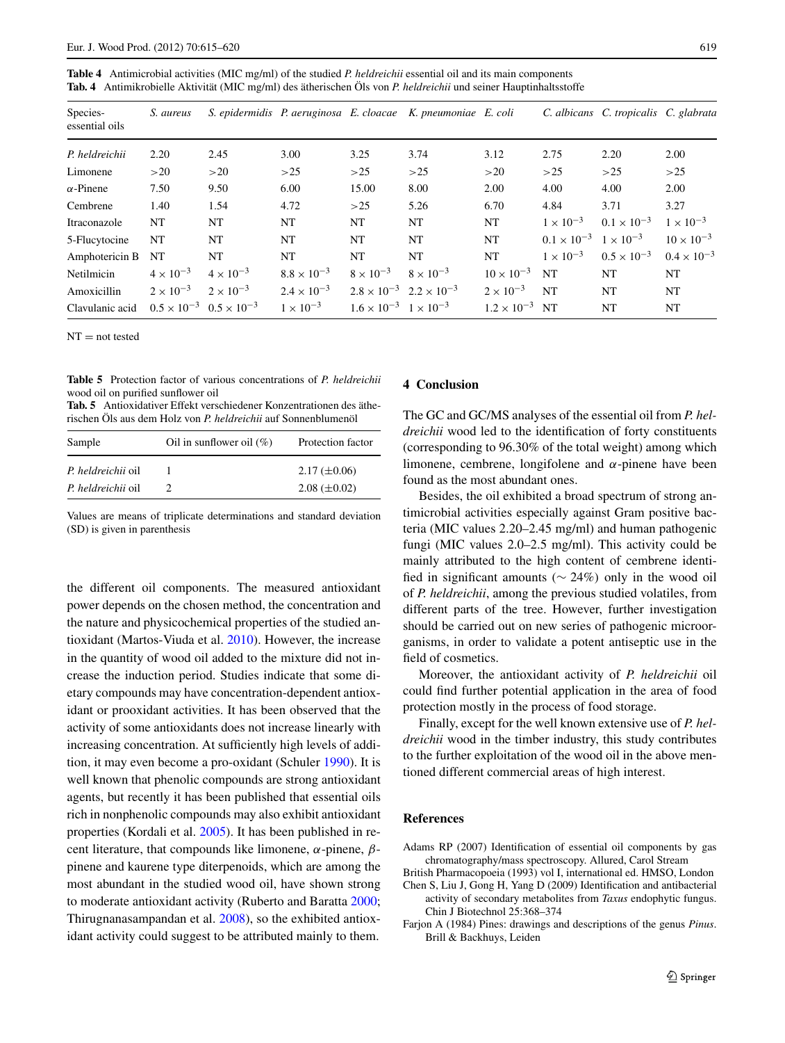**Table 4** Antimicrobial activities (MIC mg/ml) of the studied *P. heldreichii* essential oil and its main components

**Tab. 4** Antimikrobielle Aktivität (MIC mg/ml) des ätherischen Öls von *P. heldreichii* und seiner Hauptinhaltsstoffe

| Species-essential oils | *S. aureus* | *S. epidermidis* | *P. aeruginosa* | *E. cloacae* | *K. pneumoniae* | *E. coli* | *C. albicans* | *C. tropicalis* | *C. glabrata* |
|---|---|---|---|---|---|---|---|---|---|
| *P. heldreichii* | 2.20 | 2.45 | 3.00 | 3.25 | 3.74 | 3.12 | 2.75 | 2.20 | 2.00 |
| Limonene | >20 | >20 | >25 | >25 | >25 | >20 | >25 | >25 | >25 |
| $\alpha$-Pinene | 7.50 | 9.50 | 6.00 | 15.00 | 8.00 | 2.00 | 4.00 | 4.00 | 2.00 |
| Cembrene | 1.40 | 1.54 | 4.72 | >25 | 5.26 | 6.70 | 4.84 | 3.71 | 3.27 |
| Itraconazole | NT | NT | NT | NT | NT | NT | $1 \times 10^{-3}$ | $0.1 \times 10^{-3}$ | $1 \times 10^{-3}$ |
| 5-Flucytocine | NT | NT | NT | NT | NT | NT | $0.1 \times 10^{-3}$ | $1 \times 10^{-3}$ | $10 \times 10^{-3}$ |
| Amphotericin B | NT | NT | NT | NT | NT | NT | $1 \times 10^{-3}$ | $0.5 \times 10^{-3}$ | $0.4 \times 10^{-3}$ |
| Netilmicin | $4 \times 10^{-3}$ | $4 \times 10^{-3}$ | $8.8 \times 10^{-3}$ | $8 \times 10^{-3}$ | $8 \times 10^{-3}$ | $10 \times 10^{-3}$ | NT | NT | NT |
| Amoxicillin | $2 \times 10^{-3}$ | $2 \times 10^{-3}$ | $2.4 \times 10^{-3}$ | $2.8 \times 10^{-3}$ | $2.2 \times 10^{-3}$ | $2 \times 10^{-3}$ | NT | NT | NT |
| Clavulanic acid | $0.5 \times 10^{-3}$ | $0.5 \times 10^{-3}$ | $1 \times 10^{-3}$ | $1.6 \times 10^{-3}$ | $1 \times 10^{-3}$ | $1.2 \times 10^{-3}$ | NT | NT | NT |

NT = not tested

**Table 5** Protection factor of various concentrations of *P. heldreichii* wood oil on purified sunflower oil

**Tab. 5** Antioxidativer Effekt verschiedener Konzentrationen des ätherischen Öls aus dem Holz von *P. heldreichii* auf Sonnenblumenöl

| Sample | Oil in sunflower oil (%) | Protection factor |
|---|---|---|
| *P. heldreichii* oil | 1 | 2.17 (±0.06) |
| *P. heldreichii* oil | 2 | 2.08 (±0.02) |

Values are means of triplicate determinations and standard deviation (SD) is given in parenthesis

the different oil components. The measured antioxidant power depends on the chosen method, the concentration and the nature and physicochemical properties of the studied antioxidant (Martos-Viuda et al. 2010). However, the increase in the quantity of wood oil added to the mixture did not increase the induction period. Studies indicate that some dietary compounds may have concentration-dependent antioxidant or prooxidant activities. It has been observed that the activity of some antioxidants does not increase linearly with increasing concentration. At sufficiently high levels of addition, it may even become a pro-oxidant (Schuler 1990). It is well known that phenolic compounds are strong antioxidant agents, but recently it has been published that essential oils rich in nonphenolic compounds may also exhibit antioxidant properties (Kordali et al. 2005). It has been published in recent literature, that compounds like limonene, $\alpha$-pinene, $\beta$-pinene and kaurene type diterpenoids, which are among the most abundant in the studied wood oil, have shown strong to moderate antioxidant activity (Ruberto and Baratta 2000; Thirugnanasampandan et al. 2008), so the exhibited antioxidant activity could suggest to be attributed mainly to them.

## 4 Conclusion

The GC and GC/MS analyses of the essential oil from *P. heldreichii* wood led to the identification of forty constituents (corresponding to 96.30% of the total weight) among which limonene, cembrene, longifolene and $\alpha$-pinene have been found as the most abundant ones.

Besides, the oil exhibited a broad spectrum of strong antimicrobial activities especially against Gram positive bacteria (MIC values 2.20–2.45 mg/ml) and human pathogenic fungi (MIC values 2.0–2.5 mg/ml). This activity could be mainly attributed to the high content of cembrene identified in significant amounts (∼ 24%) only in the wood oil of *P. heldreichii*, among the previous studied volatiles, from different parts of the tree. However, further investigation should be carried out on new series of pathogenic microorganisms, in order to validate a potent antiseptic use in the field of cosmetics.

Moreover, the antioxidant activity of *P. heldreichii* oil could find further potential application in the area of food protection mostly in the process of food storage.

Finally, except for the well known extensive use of *P. heldreichii* wood in the timber industry, this study contributes to the further exploitation of the wood oil in the above mentioned different commercial areas of high interest.

## References

Adams RP (2007) Identification of essential oil components by gas chromatography/mass spectroscopy. Allured, Carol Stream

British Pharmacopoeia (1993) vol I, international ed. HMSO, London

Chen S, Liu J, Gong H, Yang D (2009) Identification and antibacterial activity of secondary metabolites from *Taxus* endophytic fungus. Chin J Biotechnol 25:368–374

Farjon A (1984) Pines: drawings and descriptions of the genus *Pinus*. Brill & Backhuys, Leiden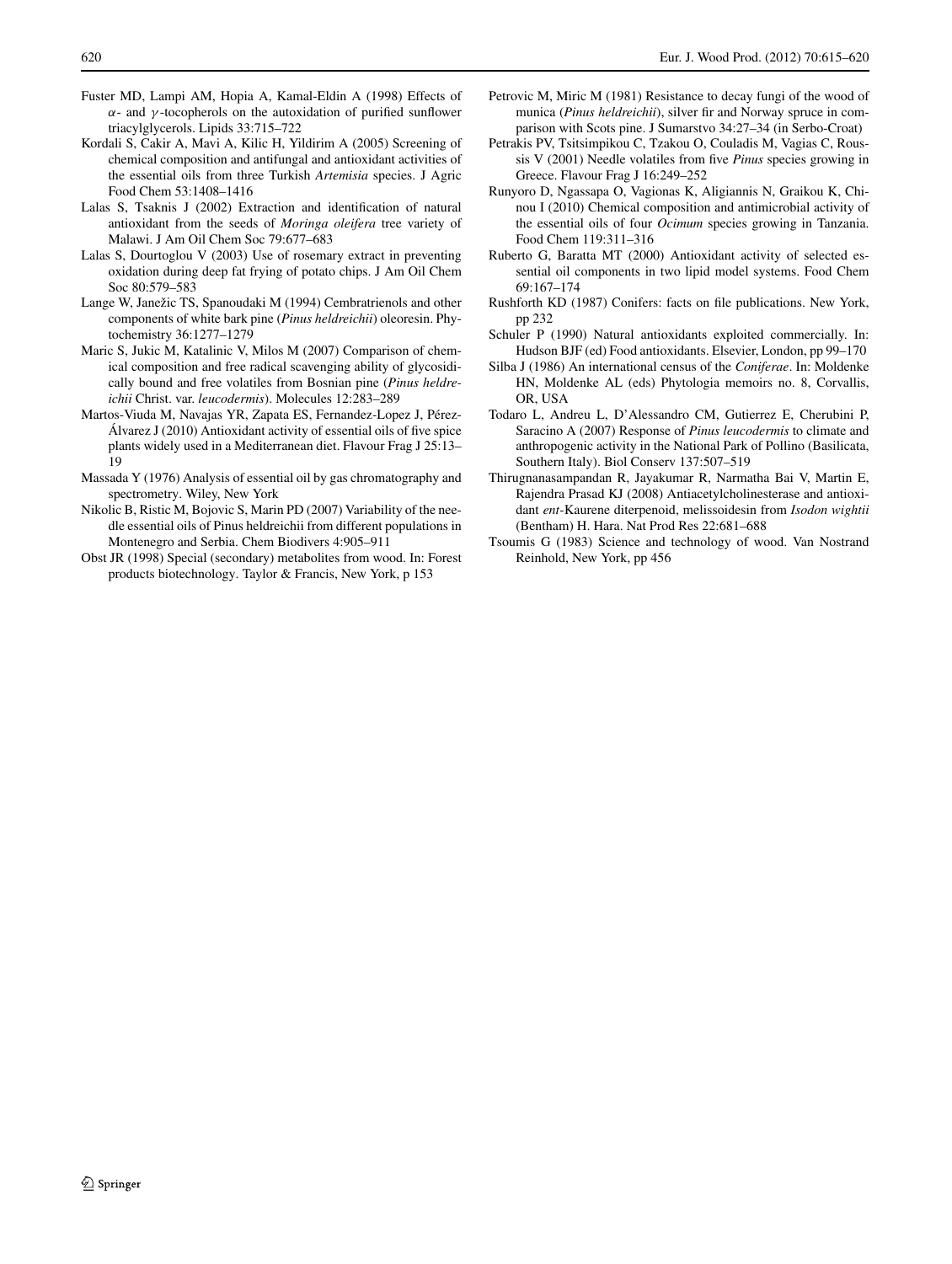Fuster MD, Lampi AM, Hopia A, Kamal-Eldin A (1998) Effects of $\alpha$- and $\gamma$-tocopherols on the autoxidation of purified sunflower triacylglycerols. Lipids 33:715–722

Kordali S, Cakir A, Mavi A, Kilic H, Yildirim A (2005) Screening of chemical composition and antifungal and antioxidant activities of the essential oils from three Turkish *Artemisia* species. J Agric Food Chem 53:1408–1416

Lalas S, Tsaknis J (2002) Extraction and identification of natural antioxidant from the seeds of *Moringa oleifera* tree variety of Malawi. J Am Oil Chem Soc 79:677–683

Lalas S, Dourtoglou V (2003) Use of rosemary extract in preventing oxidation during deep fat frying of potato chips. J Am Oil Chem Soc 80:579–583

Lange W, Janežic TS, Spanoudaki M (1994) Cembratrienols and other components of white bark pine (*Pinus heldreichii*) oleoresin. Phytochemistry 36:1277–1279

Maric S, Jukic M, Katalinic V, Milos M (2007) Comparison of chemical composition and free radical scavenging ability of glycosidically bound and free volatiles from Bosnian pine (*Pinus heldreichii* Christ. var. *leucodermis*). Molecules 12:283–289

Martos-Viuda M, Navajas YR, Zapata ES, Fernandez-Lopez J, Pérez-Álvarez J (2010) Antioxidant activity of essential oils of five spice plants widely used in a Mediterranean diet. Flavour Frag J 25:13–19

Massada Y (1976) Analysis of essential oil by gas chromatography and spectrometry. Wiley, New York

Nikolic B, Ristic M, Bojovic S, Marin PD (2007) Variability of the needle essential oils of Pinus heldreichii from different populations in Montenegro and Serbia. Chem Biodivers 4:905–911

Obst JR (1998) Special (secondary) metabolites from wood. In: Forest products biotechnology. Taylor & Francis, New York, p 153

Petrovic M, Miric M (1981) Resistance to decay fungi of the wood of munica (*Pinus heldreichii*), silver fir and Norway spruce in comparison with Scots pine. J Sumarstvo 34:27–34 (in Serbo-Croat)

Petrakis PV, Tsitsimpikou C, Tzakou O, Couladis M, Vagias C, Roussis V (2001) Needle volatiles from five *Pinus* species growing in Greece. Flavour Frag J 16:249–252

Runyoro D, Ngassapa O, Vagionas K, Aligiannis N, Graikou K, Chinou I (2010) Chemical composition and antimicrobial activity of the essential oils of four *Ocimum* species growing in Tanzania. Food Chem 119:311–316

Ruberto G, Baratta MT (2000) Antioxidant activity of selected essential oil components in two lipid model systems. Food Chem 69:167–174

Rushforth KD (1987) Conifers: facts on file publications. New York, pp 232

Schuler P (1990) Natural antioxidants exploited commercially. In: Hudson BJF (ed) Food antioxidants. Elsevier, London, pp 99–170

Silba J (1986) An international census of the *Coniferae*. In: Moldenke HN, Moldenke AL (eds) Phytologia memoirs no. 8, Corvallis, OR, USA

Todaro L, Andreu L, D'Alessandro CM, Gutierrez E, Cherubini P, Saracino A (2007) Response of *Pinus leucodermis* to climate and anthropogenic activity in the National Park of Pollino (Basilicata, Southern Italy). Biol Conserv 137:507–519

Thirugnanasampandan R, Jayakumar R, Narmatha Bai V, Martin E, Rajendra Prasad KJ (2008) Antiacetylcholinesterase and antioxidant *ent*-Kaurene diterpenoid, melissoidesin from *Isodon wightii* (Bentham) H. Hara. Nat Prod Res 22:681–688

Tsoumis G (1983) Science and technology of wood. Van Nostrand Reinhold, New York, pp 456